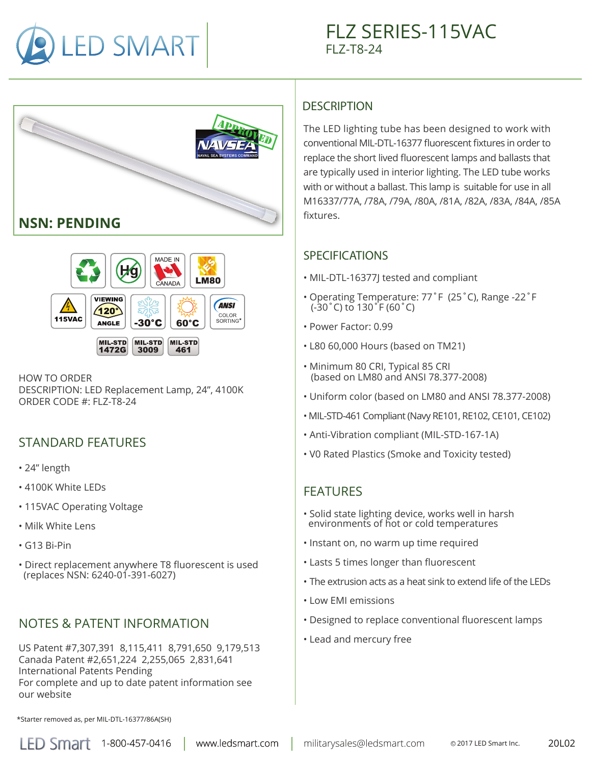# FLZ SERIES-115VAC

FLZ-T8-24

**NSN: PENDING**

HOW TO ORDER
DESCRIPTION: LED Replacement Lamp, 24", 4100K
ORDER CODE #: FLZ-T8-24

## STANDARD FEATURES

- 24" length
- 4100K White LEDs
- 115VAC Operating Voltage
- Milk White Lens
- G13 Bi-Pin
- Direct replacement anywhere T8 fluorescent is used (replaces NSN: 6240-01-391-6027)

## NOTES & PATENT INFORMATION

US Patent #7,307,391 8,115,411 8,791,650 9,179,513
Canada Patent #2,651,224 2,255,065 2,831,641
International Patents Pending
For complete and up to date patent information see our website

## DESCRIPTION

The LED lighting tube has been designed to work with conventional MIL-DTL-16377 fluorescent fixtures in order to replace the short lived fluorescent lamps and ballasts that are typically used in interior lighting. The LED tube works with or without a ballast. This lamp is suitable for use in all M16337/77A, /78A, /79A, /80A, /81A, /82A, /83A, /84A, /85A fixtures.

## SPECIFICATIONS

- MIL-DTL-16377J tested and compliant
- Operating Temperature: 77˚F (25˚C), Range -22˚F (-30˚C) to 130˚F (60˚C)
- Power Factor: 0.99
- L80 60,000 Hours (based on TM21)
- Minimum 80 CRI, Typical 85 CRI (based on LM80 and ANSI 78.377-2008)
- Uniform color (based on LM80 and ANSI 78.377-2008)
- MIL-STD-461 Compliant (Navy RE101, RE102, CE101, CE102)
- Anti-Vibration compliant (MIL-STD-167-1A)
- V0 Rated Plastics (Smoke and Toxicity tested)

## FEATURES

- Solid state lighting device, works well in harsh environments of hot or cold temperatures
- Instant on, no warm up time required
- Lasts 5 times longer than fluorescent
- The extrusion acts as a heat sink to extend life of the LEDs
- Low EMI emissions
- Designed to replace conventional fluorescent lamps
- Lead and mercury free

*Starter removed as, per MIL-DTL-16377/86A(SH)

LED Smart 1-800-457-0416 | www.ledsmart.com | militarysales@ledsmart.com © 2017 LED Smart Inc. 20L02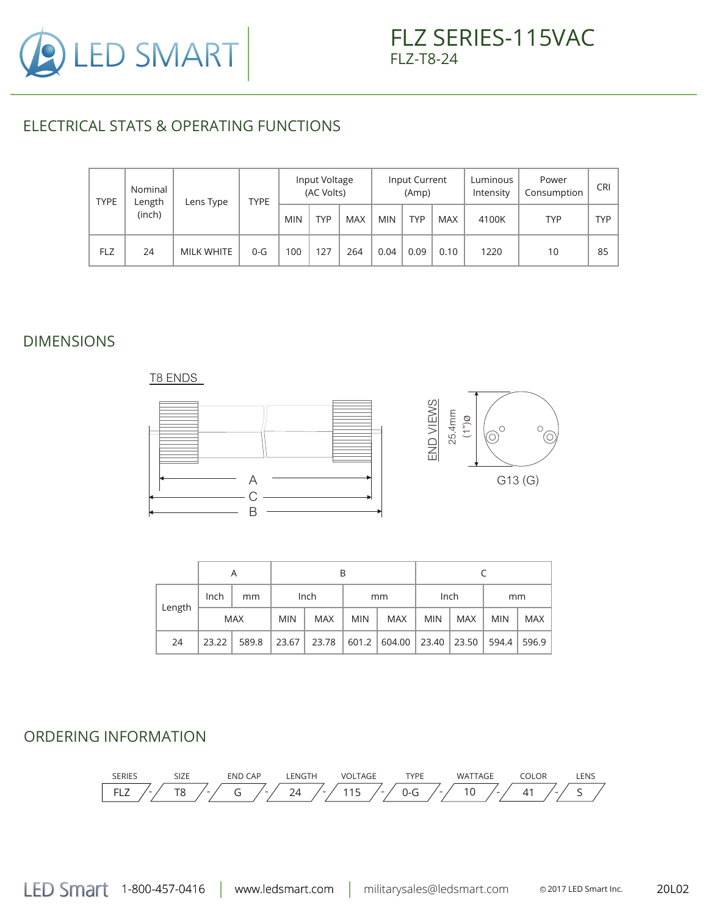# FLZ SERIES-115VAC

FLZ-T8-24

## ELECTRICAL STATS & OPERATING FUNCTIONS

| TYPE | Nominal Length (inch) | Lens Type | TYPE | Input Voltage (AC Volts) | | | Input Current (Amp) | | | Luminous Intensity | Power Consumption | CRI |
|---|---|---|---|---|---|---|---|---|---|---|---|---|
| | | | | MIN | TYP | MAX | MIN | TYP | MAX | 4100K | TYP | TYP |
| FLZ | 24 | MILK WHITE | 0-G | 100 | 127 | 264 | 0.04 | 0.09 | 0.10 | 1220 | 10 | 85 |

## DIMENSIONS

T8 ENDS

A
C
B

END VIEWS
25.4mm
(1")Ø
G13 (G)

| Length | A | | B | | | | C | | | |
|---|---|---|---|---|---|---|---|---|---|---|
| | Inch | mm | Inch | | mm | | Inch | | mm | |
| | MAX | | MIN | MAX | MIN | MAX | MIN | MAX | MIN | MAX |
| 24 | 23.22 | 589.8 | 23.67 | 23.78 | 601.2 | 604.00 | 23.40 | 23.50 | 594.4 | 596.9 |

## ORDERING INFORMATION

| SERIES | SIZE | END CAP | LENGTH | VOLTAGE | TYPE | WATTAGE | COLOR | LENS |
|---|---|---|---|---|---|---|---|---|
| FLZ | T8 | G | 24 | 115 | 0-G | 10 | 41 | S |

LED Smart 1-800-457-0416 | www.ledsmart.com | militarysales@ledsmart.com © 2017 LED Smart Inc. 20L02